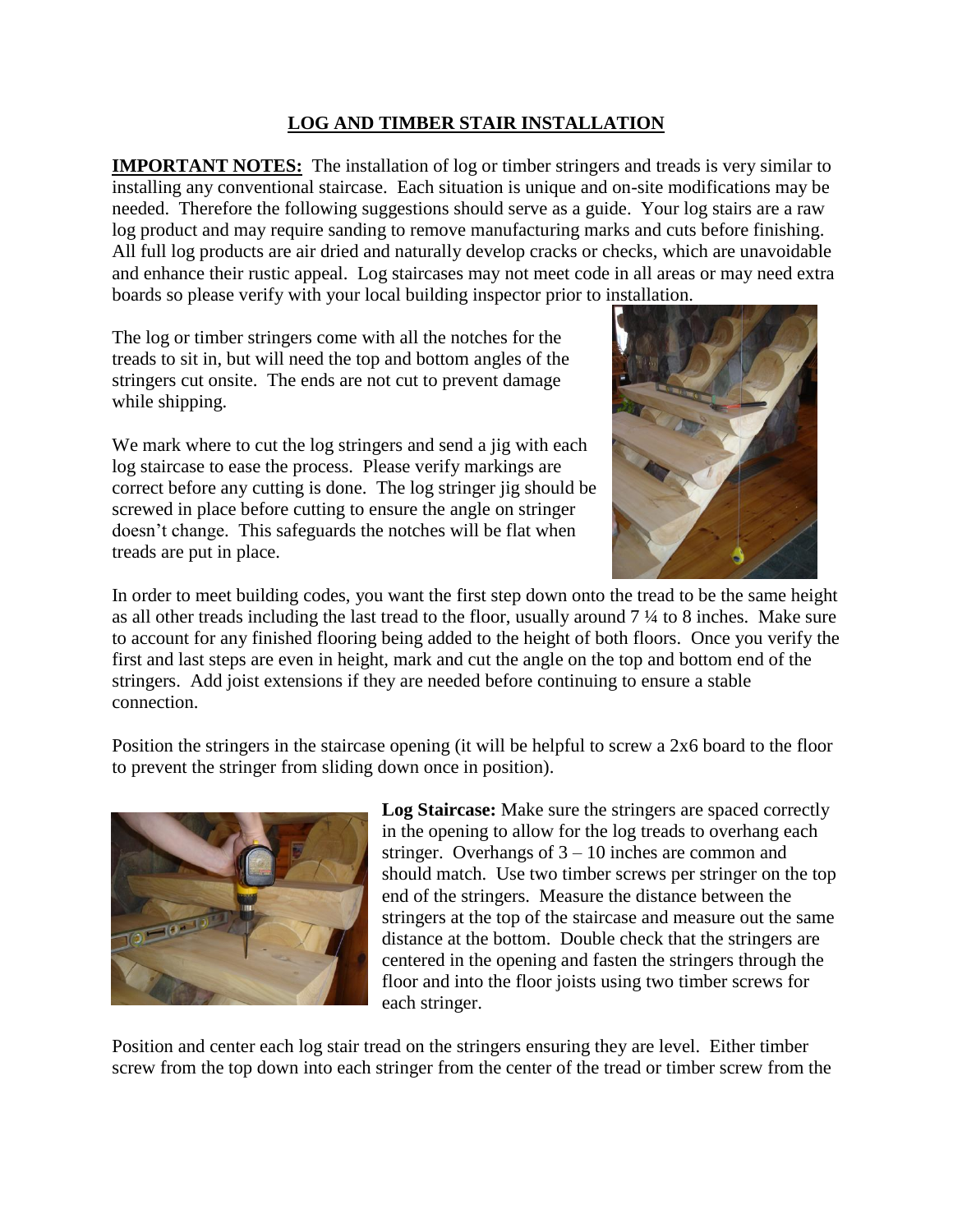# LOG AND TIMBER STAIR INSTALLATION

**IMPORTANT NOTES:** The installation of log or timber stringers and treads is very similar to installing any conventional staircase. Each situation is unique and on-site modifications may be needed. Therefore the following suggestions should serve as a guide. Your log stairs are a raw log product and may require sanding to remove manufacturing marks and cuts before finishing. All full log products are air dried and naturally develop cracks or checks, which are unavoidable and enhance their rustic appeal. Log staircases may not meet code in all areas or may need extra boards so please verify with your local building inspector prior to installation.

The log or timber stringers come with all the notches for the treads to sit in, but will need the top and bottom angles of the stringers cut onsite. The ends are not cut to prevent damage while shipping.

We mark where to cut the log stringers and send a jig with each log staircase to ease the process. Please verify markings are correct before any cutting is done. The log stringer jig should be screwed in place before cutting to ensure the angle on stringer doesn't change. This safeguards the notches will be flat when treads are put in place.

In order to meet building codes, you want the first step down onto the tread to be the same height as all other treads including the last tread to the floor, usually around 7 ¼ to 8 inches. Make sure to account for any finished flooring being added to the height of both floors. Once you verify the first and last steps are even in height, mark and cut the angle on the top and bottom end of the stringers. Add joist extensions if they are needed before continuing to ensure a stable connection.

Position the stringers in the staircase opening (it will be helpful to screw a 2x6 board to the floor to prevent the stringer from sliding down once in position).

**Log Staircase:** Make sure the stringers are spaced correctly in the opening to allow for the log treads to overhang each stringer. Overhangs of 3 – 10 inches are common and should match. Use two timber screws per stringer on the top end of the stringers. Measure the distance between the stringers at the top of the staircase and measure out the same distance at the bottom. Double check that the stringers are centered in the opening and fasten the stringers through the floor and into the floor joists using two timber screws for each stringer.

Position and center each log stair tread on the stringers ensuring they are level. Either timber screw from the top down into each stringer from the center of the tread or timber screw from the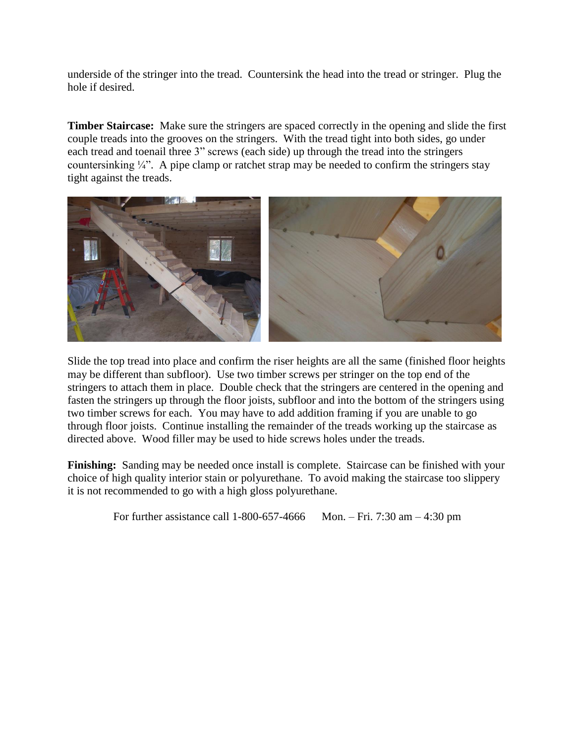underside of the stringer into the tread. Countersink the head into the tread or stringer. Plug the hole if desired.

**Timber Staircase:** Make sure the stringers are spaced correctly in the opening and slide the first couple treads into the grooves on the stringers. With the tread tight into both sides, go under each tread and toenail three 3" screws (each side) up through the tread into the stringers countersinking ¼". A pipe clamp or ratchet strap may be needed to confirm the stringers stay tight against the treads.

Slide the top tread into place and confirm the riser heights are all the same (finished floor heights may be different than subfloor). Use two timber screws per stringer on the top end of the stringers to attach them in place. Double check that the stringers are centered in the opening and fasten the stringers up through the floor joists, subfloor and into the bottom of the stringers using two timber screws for each. You may have to add addition framing if you are unable to go through floor joists. Continue installing the remainder of the treads working up the staircase as directed above. Wood filler may be used to hide screws holes under the treads.

**Finishing:** Sanding may be needed once install is complete. Staircase can be finished with your choice of high quality interior stain or polyurethane. To avoid making the staircase too slippery it is not recommended to go with a high gloss polyurethane.

For further assistance call 1-800-657-4666 Mon. – Fri. 7:30 am – 4:30 pm